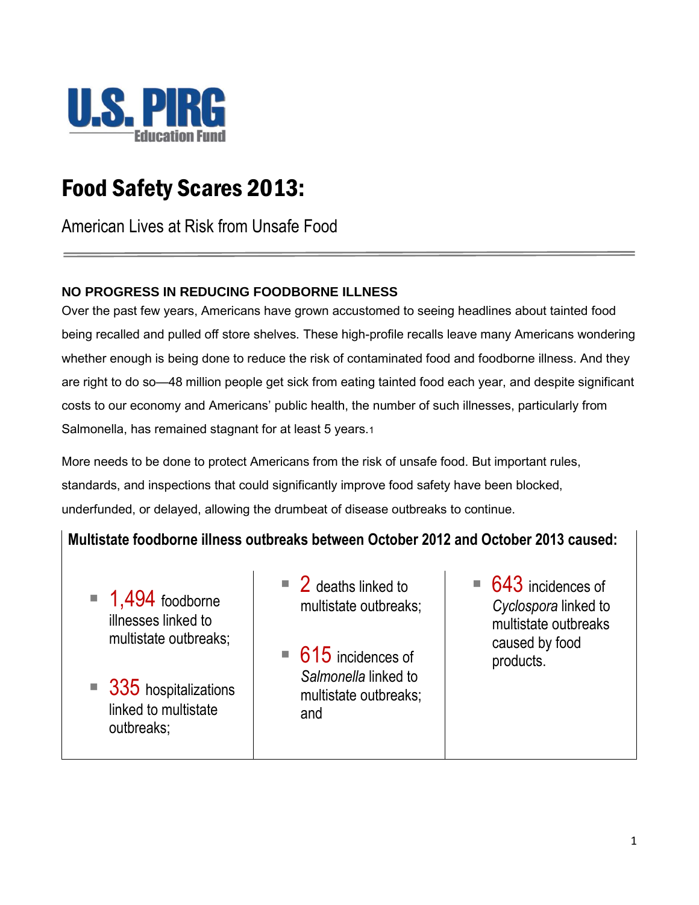U.S. PIRG Education Fund

# Food Safety Scares 2013:

American Lives at Risk from Unsafe Food

## NO PROGRESS IN REDUCING FOODBORNE ILLNESS

Over the past few years, Americans have grown accustomed to seeing headlines about tainted food being recalled and pulled off store shelves. These high-profile recalls leave many Americans wondering whether enough is being done to reduce the risk of contaminated food and foodborne illness. And they are right to do so—48 million people get sick from eating tainted food each year, and despite significant costs to our economy and Americans' public health, the number of such illnesses, particularly from Salmonella, has remained stagnant for at least 5 years.[1]

More needs to be done to protect Americans from the risk of unsafe food. But important rules, standards, and inspections that could significantly improve food safety have been blocked, underfunded, or delayed, allowing the drumbeat of disease outbreaks to continue.

**Multistate foodborne illness outbreaks between October 2012 and October 2013 caused:**

- **1,494** foodborne illnesses linked to multistate outbreaks;
- **335** hospitalizations linked to multistate outbreaks;
- **2** deaths linked to multistate outbreaks;
- **615** incidences of *Salmonella* linked to multistate outbreaks; and
- **643** incidences of *Cyclospora* linked to multistate outbreaks caused by food products.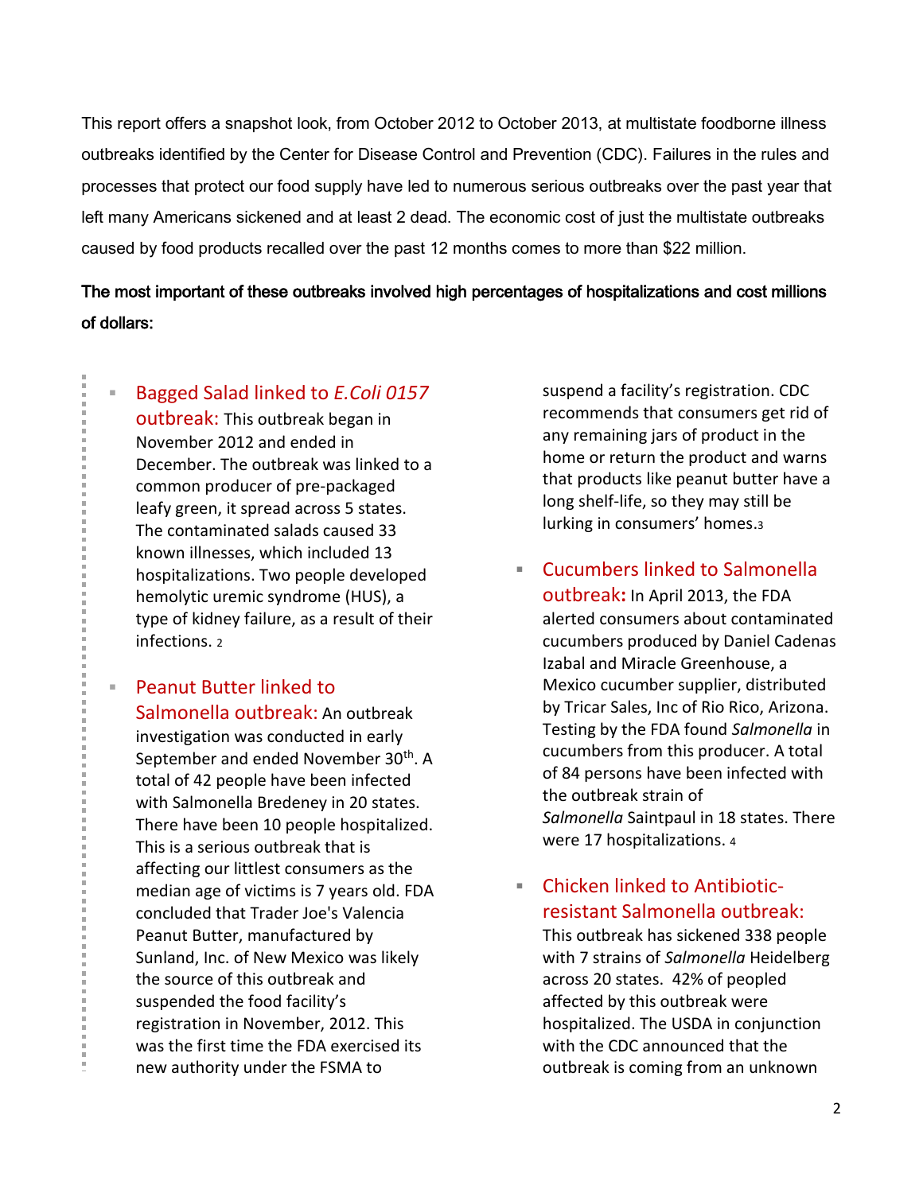This report offers a snapshot look, from October 2012 to October 2013, at multistate foodborne illness outbreaks identified by the Center for Disease Control and Prevention (CDC). Failures in the rules and processes that protect our food supply have led to numerous serious outbreaks over the past year that left many Americans sickened and at least 2 dead. The economic cost of just the multistate outbreaks caused by food products recalled over the past 12 months comes to more than $22 million.

**The most important of these outbreaks involved high percentages of hospitalizations and cost millions of dollars:**

- **Bagged Salad linked to *E.Coli 0157* outbreak:** This outbreak began in November 2012 and ended in December. The outbreak was linked to a common producer of pre-packaged leafy green, it spread across 5 states. The contaminated salads caused 33 known illnesses, which included 13 hospitalizations. Two people developed hemolytic uremic syndrome (HUS), a type of kidney failure, as a result of their infections. [2]

- **Peanut Butter linked to Salmonella outbreak:** An outbreak investigation was conducted in early September and ended November 30th. A total of 42 people have been infected with Salmonella Bredeney in 20 states. There have been 10 people hospitalized. This is a serious outbreak that is affecting our littlest consumers as the median age of victims is 7 years old. FDA concluded that Trader Joe's Valencia Peanut Butter, manufactured by Sunland, Inc. of New Mexico was likely the source of this outbreak and suspended the food facility's registration in November, 2012. This was the first time the FDA exercised its new authority under the FSMA to suspend a facility's registration. CDC recommends that consumers get rid of any remaining jars of product in the home or return the product and warns that products like peanut butter have a long shelf-life, so they may still be lurking in consumers' homes.[3]

- **Cucumbers linked to Salmonella outbreak:** In April 2013, the FDA alerted consumers about contaminated cucumbers produced by Daniel Cadenas Izabal and Miracle Greenhouse, a Mexico cucumber supplier, distributed by Tricar Sales, Inc of Rio Rico, Arizona. Testing by the FDA found *Salmonella* in cucumbers from this producer. A total of 84 persons have been infected with the outbreak strain of *Salmonella* Saintpaul in 18 states. There were 17 hospitalizations. [4]

- **Chicken linked to Antibiotic-resistant Salmonella outbreak:** This outbreak has sickened 338 people with 7 strains of *Salmonella* Heidelberg across 20 states. 42% of peopled affected by this outbreak were hospitalized. The USDA in conjunction with the CDC announced that the outbreak is coming from an unknown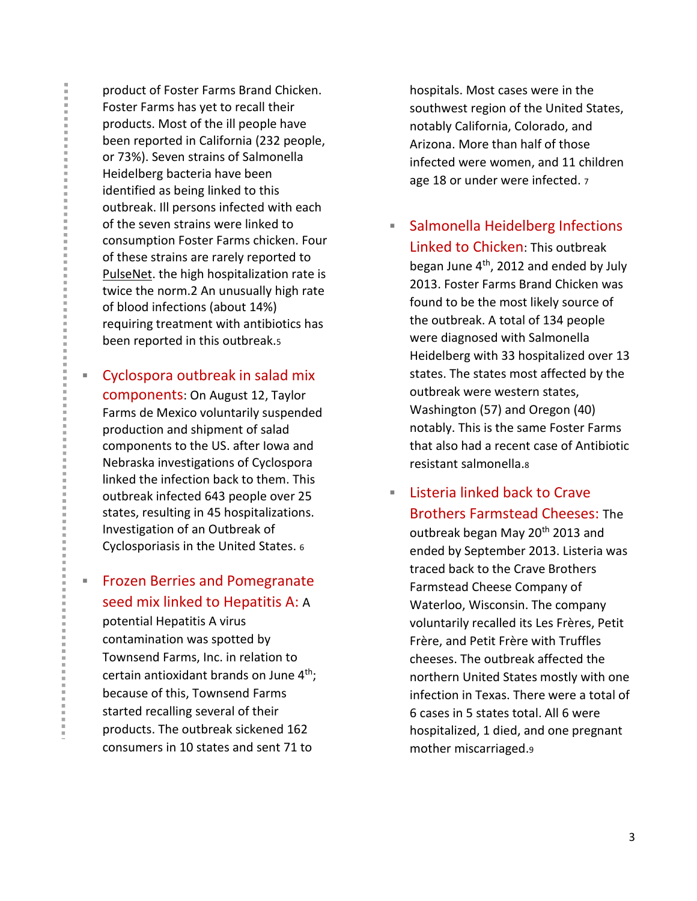product of Foster Farms Brand Chicken. Foster Farms has yet to recall their products. Most of the ill people have been reported in California (232 people, or 73%). Seven strains of Salmonella Heidelberg bacteria have been identified as being linked to this outbreak. Ill persons infected with each of the seven strains were linked to consumption Foster Farms chicken. Four of these strains are rarely reported to PulseNet. the high hospitalization rate is twice the norm.2 An unusually high rate of blood infections (about 14%) requiring treatment with antibiotics has been reported in this outbreak.[5]

- **Cyclospora outbreak in salad mix components**: On August 12, Taylor Farms de Mexico voluntarily suspended production and shipment of salad components to the US. after Iowa and Nebraska investigations of Cyclospora linked the infection back to them. This outbreak infected 643 people over 25 states, resulting in 45 hospitalizations. Investigation of an Outbreak of Cyclosporiasis in the United States. [6]

- **Frozen Berries and Pomegranate seed mix linked to Hepatitis A:** A potential Hepatitis A virus contamination was spotted by Townsend Farms, Inc. in relation to certain antioxidant brands on June 4th; because of this, Townsend Farms started recalling several of their products. The outbreak sickened 162 consumers in 10 states and sent 71 to hospitals. Most cases were in the southwest region of the United States, notably California, Colorado, and Arizona. More than half of those infected were women, and 11 children age 18 or under were infected. [7]

- **Salmonella Heidelberg Infections Linked to Chicken**: This outbreak began June 4th, 2012 and ended by July 2013. Foster Farms Brand Chicken was found to be the most likely source of the outbreak. A total of 134 people were diagnosed with Salmonella Heidelberg with 33 hospitalized over 13 states. The states most affected by the outbreak were western states, Washington (57) and Oregon (40) notably. This is the same Foster Farms that also had a recent case of Antibiotic resistant salmonella.[8]

- **Listeria linked back to Crave Brothers Farmstead Cheeses:** The outbreak began May 20th 2013 and ended by September 2013. Listeria was traced back to the Crave Brothers Farmstead Cheese Company of Waterloo, Wisconsin. The company voluntarily recalled its Les Frères, Petit Frère, and Petit Frère with Truffles cheeses. The outbreak affected the northern United States mostly with one infection in Texas. There were a total of 6 cases in 5 states total. All 6 were hospitalized, 1 died, and one pregnant mother miscarriaged.[9]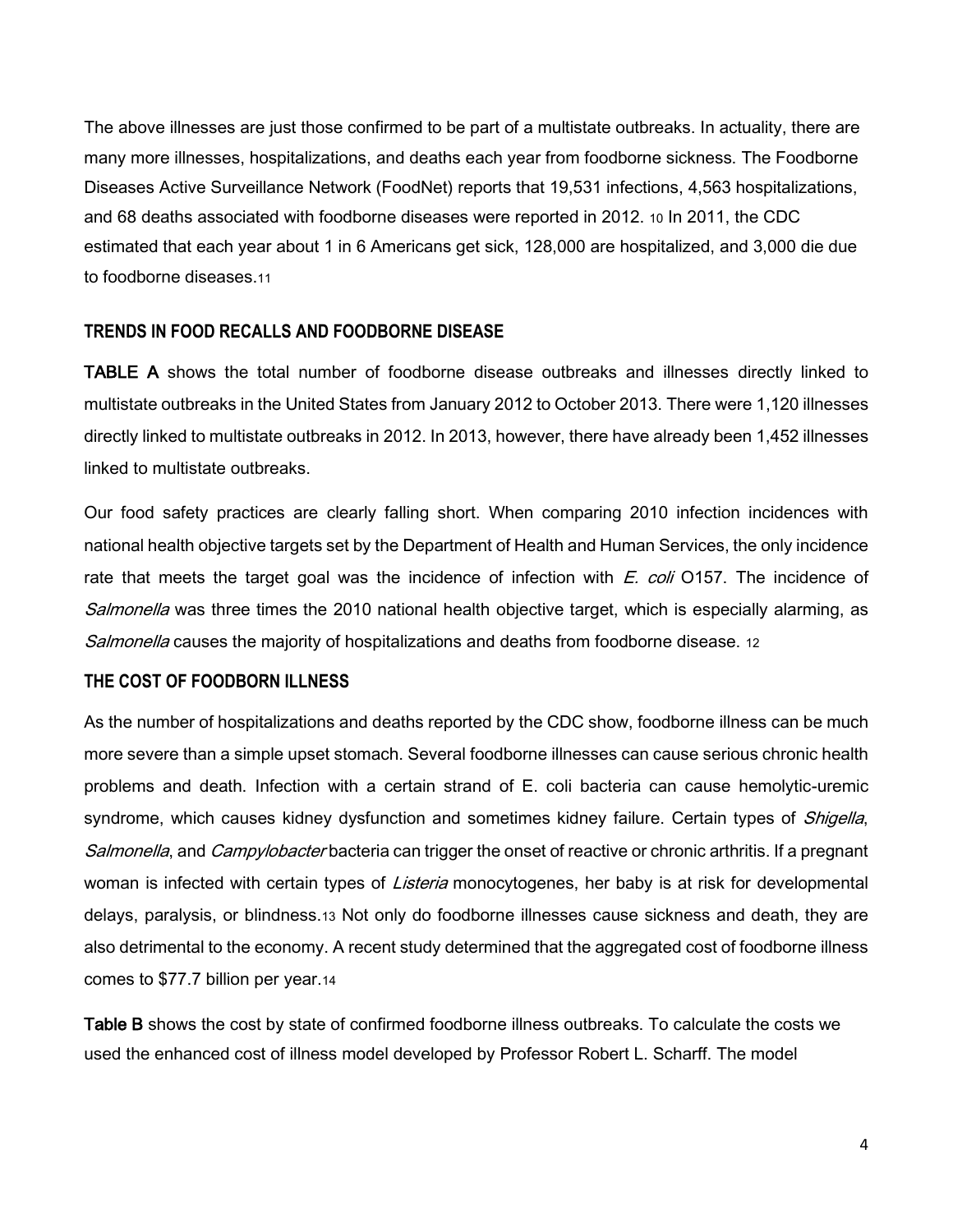The above illnesses are just those confirmed to be part of a multistate outbreaks. In actuality, there are many more illnesses, hospitalizations, and deaths each year from foodborne sickness. The Foodborne Diseases Active Surveillance Network (FoodNet) reports that 19,531 infections, 4,563 hospitalizations, and 68 deaths associated with foodborne diseases were reported in 2012. [10] In 2011, the CDC estimated that each year about 1 in 6 Americans get sick, 128,000 are hospitalized, and 3,000 die due to foodborne diseases.[11]

### TRENDS IN FOOD RECALLS AND FOODBORNE DISEASE

**TABLE A** shows the total number of foodborne disease outbreaks and illnesses directly linked to multistate outbreaks in the United States from January 2012 to October 2013. There were 1,120 illnesses directly linked to multistate outbreaks in 2012. In 2013, however, there have already been 1,452 illnesses linked to multistate outbreaks.

Our food safety practices are clearly falling short. When comparing 2010 infection incidences with national health objective targets set by the Department of Health and Human Services, the only incidence rate that meets the target goal was the incidence of infection with *E. coli* O157. The incidence of *Salmonella* was three times the 2010 national health objective target, which is especially alarming, as *Salmonella* causes the majority of hospitalizations and deaths from foodborne disease. [12]

### THE COST OF FOODBORN ILLNESS

As the number of hospitalizations and deaths reported by the CDC show, foodborne illness can be much more severe than a simple upset stomach. Several foodborne illnesses can cause serious chronic health problems and death. Infection with a certain strand of E. coli bacteria can cause hemolytic-uremic syndrome, which causes kidney dysfunction and sometimes kidney failure. Certain types of *Shigella*, *Salmonella*, and *Campylobacter* bacteria can trigger the onset of reactive or chronic arthritis. If a pregnant woman is infected with certain types of *Listeria* monocytogenes, her baby is at risk for developmental delays, paralysis, or blindness.[13] Not only do foodborne illnesses cause sickness and death, they are also detrimental to the economy. A recent study determined that the aggregated cost of foodborne illness comes to $77.7 billion per year.[14]

**Table B** shows the cost by state of confirmed foodborne illness outbreaks. To calculate the costs we used the enhanced cost of illness model developed by Professor Robert L. Scharff. The model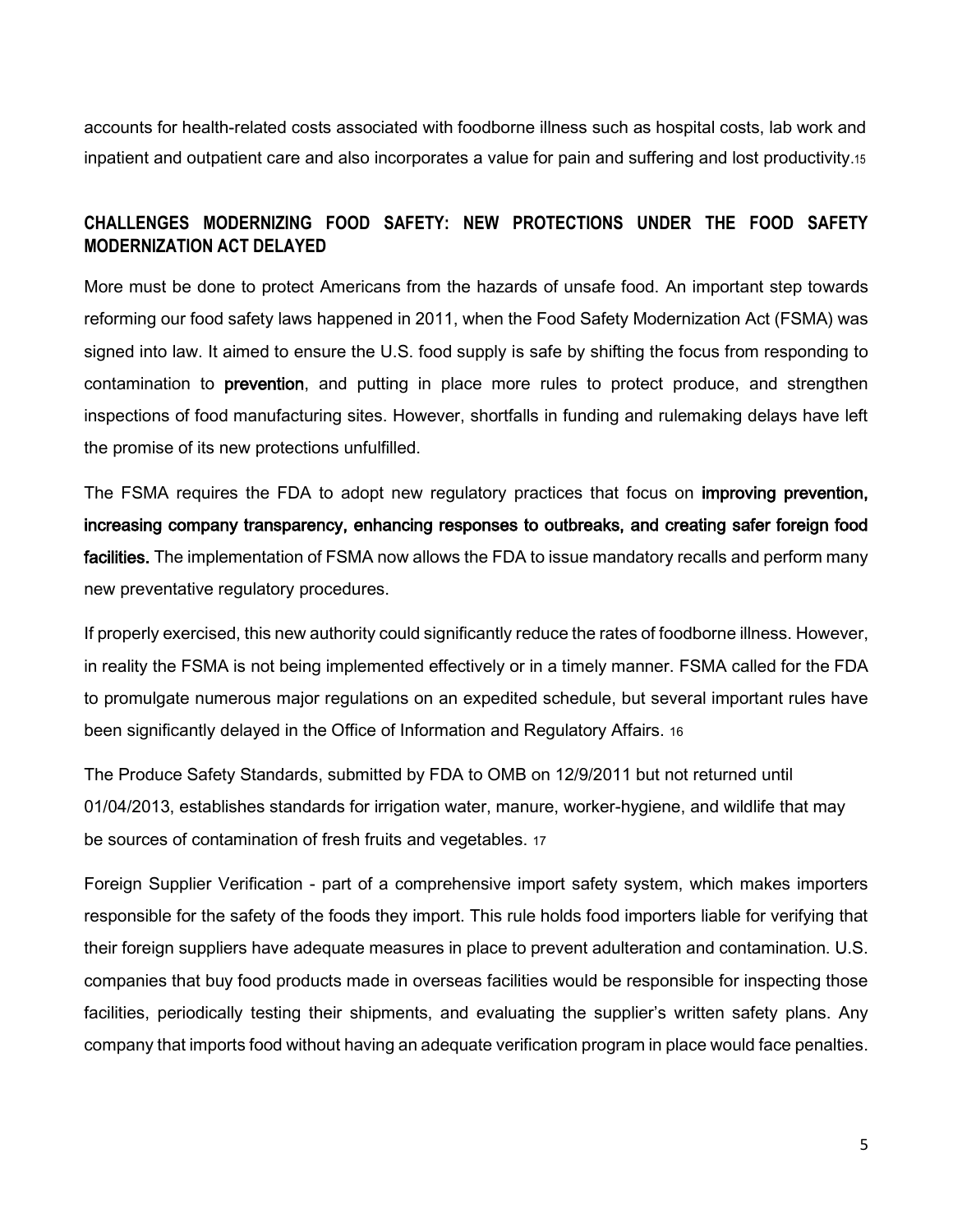accounts for health-related costs associated with foodborne illness such as hospital costs, lab work and inpatient and outpatient care and also incorporates a value for pain and suffering and lost productivity.[15]

## CHALLENGES MODERNIZING FOOD SAFETY: NEW PROTECTIONS UNDER THE FOOD SAFETY MODERNIZATION ACT DELAYED

More must be done to protect Americans from the hazards of unsafe food. An important step towards reforming our food safety laws happened in 2011, when the Food Safety Modernization Act (FSMA) was signed into law. It aimed to ensure the U.S. food supply is safe by shifting the focus from responding to contamination to **prevention**, and putting in place more rules to protect produce, and strengthen inspections of food manufacturing sites. However, shortfalls in funding and rulemaking delays have left the promise of its new protections unfulfilled.

The FSMA requires the FDA to adopt new regulatory practices that focus on **improving prevention, increasing company transparency, enhancing responses to outbreaks, and creating safer foreign food facilities.** The implementation of FSMA now allows the FDA to issue mandatory recalls and perform many new preventative regulatory procedures.

If properly exercised, this new authority could significantly reduce the rates of foodborne illness. However, in reality the FSMA is not being implemented effectively or in a timely manner. FSMA called for the FDA to promulgate numerous major regulations on an expedited schedule, but several important rules have been significantly delayed in the Office of Information and Regulatory Affairs. [16]

The Produce Safety Standards, submitted by FDA to OMB on 12/9/2011 but not returned until 01/04/2013, establishes standards for irrigation water, manure, worker-hygiene, and wildlife that may be sources of contamination of fresh fruits and vegetables. [17]

Foreign Supplier Verification - part of a comprehensive import safety system, which makes importers responsible for the safety of the foods they import. This rule holds food importers liable for verifying that their foreign suppliers have adequate measures in place to prevent adulteration and contamination. U.S. companies that buy food products made in overseas facilities would be responsible for inspecting those facilities, periodically testing their shipments, and evaluating the supplier's written safety plans. Any company that imports food without having an adequate verification program in place would face penalties.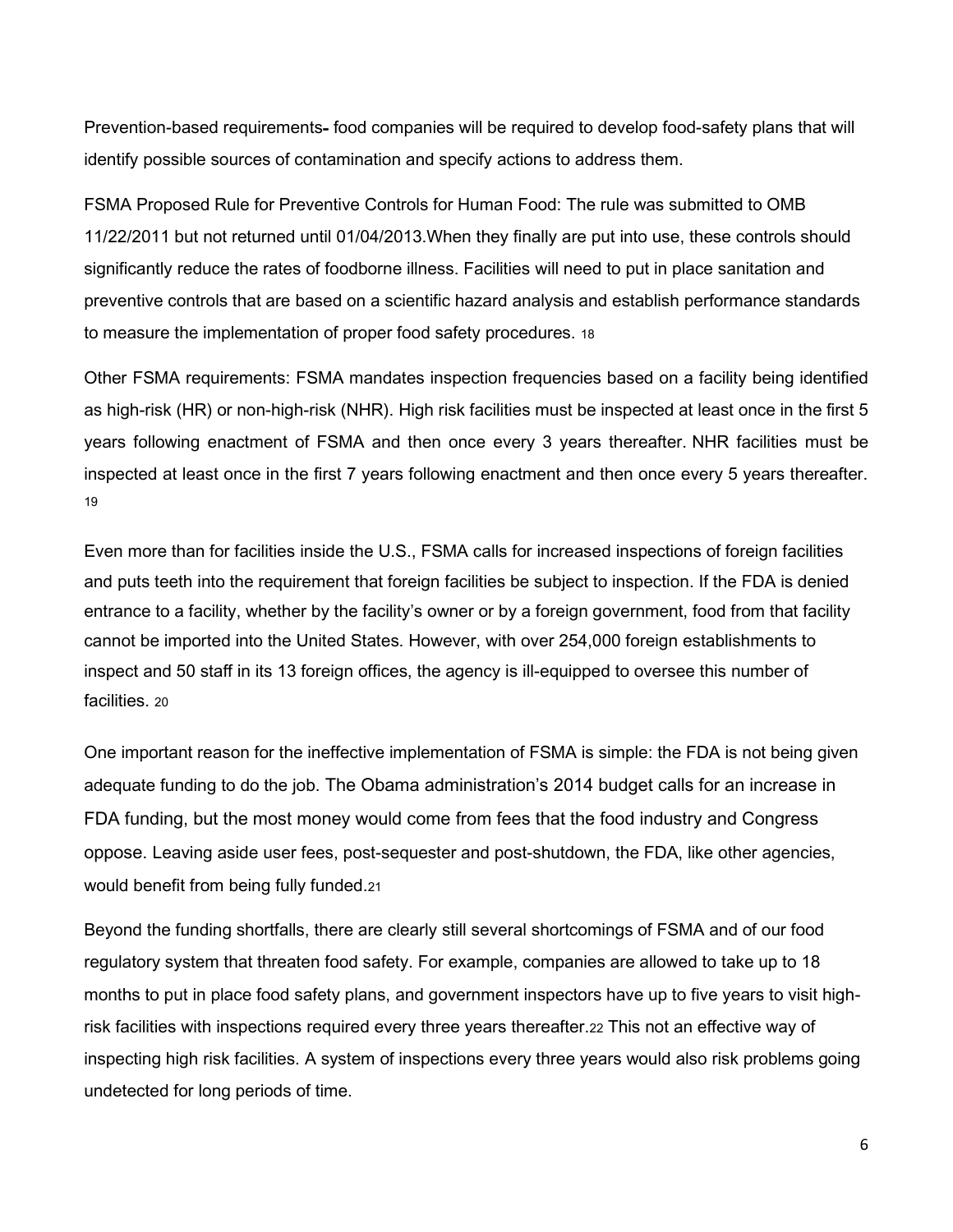Prevention-based requirements- food companies will be required to develop food-safety plans that will identify possible sources of contamination and specify actions to address them.

FSMA Proposed Rule for Preventive Controls for Human Food: The rule was submitted to OMB 11/22/2011 but not returned until 01/04/2013.When they finally are put into use, these controls should significantly reduce the rates of foodborne illness. Facilities will need to put in place sanitation and preventive controls that are based on a scientific hazard analysis and establish performance standards to measure the implementation of proper food safety procedures. [18]

Other FSMA requirements: FSMA mandates inspection frequencies based on a facility being identified as high-risk (HR) or non-high-risk (NHR). High risk facilities must be inspected at least once in the first 5 years following enactment of FSMA and then once every 3 years thereafter. NHR facilities must be inspected at least once in the first 7 years following enactment and then once every 5 years thereafter. [19]

Even more than for facilities inside the U.S., FSMA calls for increased inspections of foreign facilities and puts teeth into the requirement that foreign facilities be subject to inspection. If the FDA is denied entrance to a facility, whether by the facility's owner or by a foreign government, food from that facility cannot be imported into the United States. However, with over 254,000 foreign establishments to inspect and 50 staff in its 13 foreign offices, the agency is ill-equipped to oversee this number of facilities. [20]

One important reason for the ineffective implementation of FSMA is simple: the FDA is not being given adequate funding to do the job. The Obama administration's 2014 budget calls for an increase in FDA funding, but the most money would come from fees that the food industry and Congress oppose. Leaving aside user fees, post-sequester and post-shutdown, the FDA, like other agencies, would benefit from being fully funded.[21]

Beyond the funding shortfalls, there are clearly still several shortcomings of FSMA and of our food regulatory system that threaten food safety. For example, companies are allowed to take up to 18 months to put in place food safety plans, and government inspectors have up to five years to visit high-risk facilities with inspections required every three years thereafter.[22] This not an effective way of inspecting high risk facilities. A system of inspections every three years would also risk problems going undetected for long periods of time.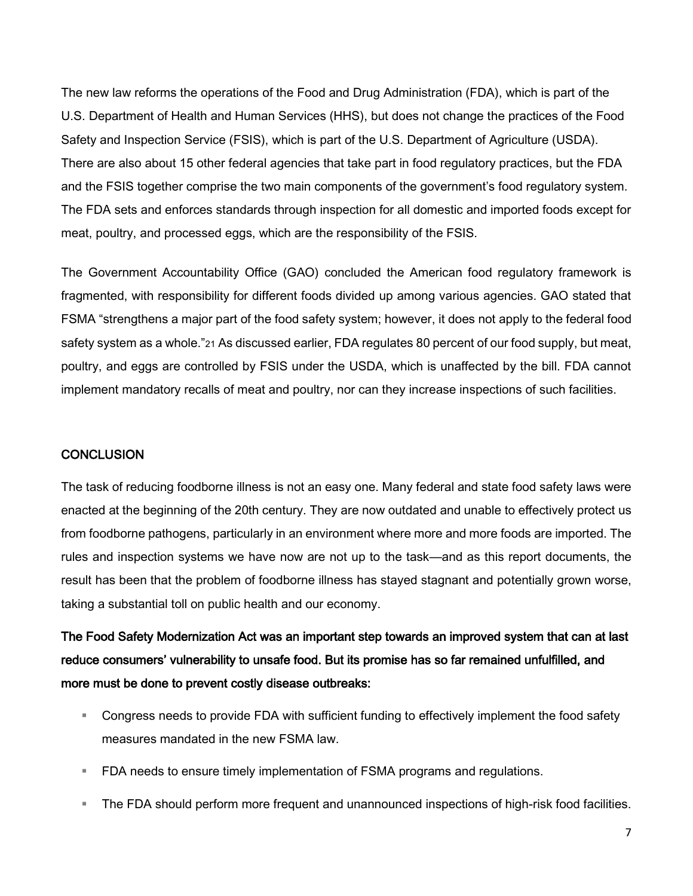The new law reforms the operations of the Food and Drug Administration (FDA), which is part of the U.S. Department of Health and Human Services (HHS), but does not change the practices of the Food Safety and Inspection Service (FSIS), which is part of the U.S. Department of Agriculture (USDA). There are also about 15 other federal agencies that take part in food regulatory practices, but the FDA and the FSIS together comprise the two main components of the government's food regulatory system. The FDA sets and enforces standards through inspection for all domestic and imported foods except for meat, poultry, and processed eggs, which are the responsibility of the FSIS.

The Government Accountability Office (GAO) concluded the American food regulatory framework is fragmented, with responsibility for different foods divided up among various agencies. GAO stated that FSMA "strengthens a major part of the food safety system; however, it does not apply to the federal food safety system as a whole."[21] As discussed earlier, FDA regulates 80 percent of our food supply, but meat, poultry, and eggs are controlled by FSIS under the USDA, which is unaffected by the bill. FDA cannot implement mandatory recalls of meat and poultry, nor can they increase inspections of such facilities.

## CONCLUSION

The task of reducing foodborne illness is not an easy one. Many federal and state food safety laws were enacted at the beginning of the 20th century. They are now outdated and unable to effectively protect us from foodborne pathogens, particularly in an environment where more and more foods are imported. The rules and inspection systems we have now are not up to the task—and as this report documents, the result has been that the problem of foodborne illness has stayed stagnant and potentially grown worse, taking a substantial toll on public health and our economy.

**The Food Safety Modernization Act was an important step towards an improved system that can at last reduce consumers' vulnerability to unsafe food. But its promise has so far remained unfulfilled, and more must be done to prevent costly disease outbreaks:**

- Congress needs to provide FDA with sufficient funding to effectively implement the food safety measures mandated in the new FSMA law.
- FDA needs to ensure timely implementation of FSMA programs and regulations.
- The FDA should perform more frequent and unannounced inspections of high-risk food facilities.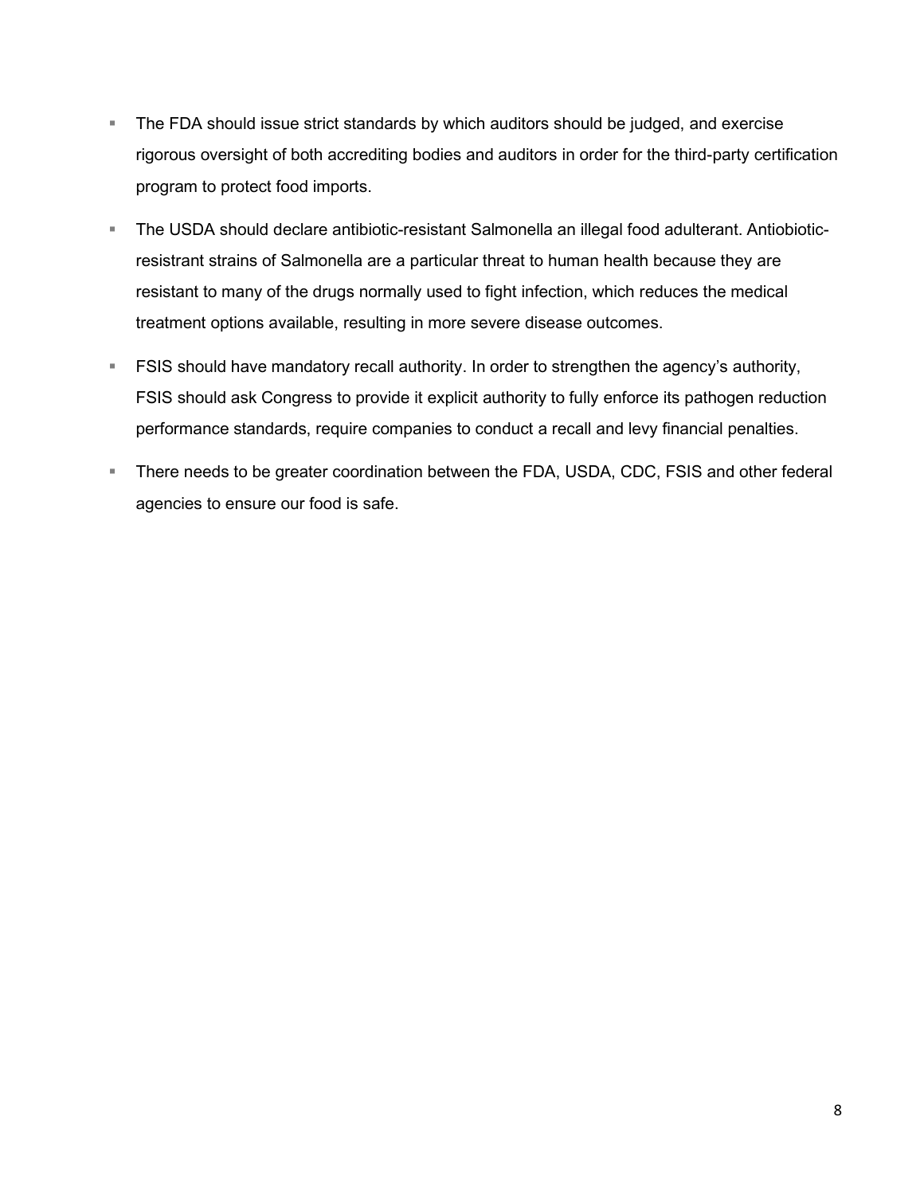- The FDA should issue strict standards by which auditors should be judged, and exercise rigorous oversight of both accrediting bodies and auditors in order for the third-party certification program to protect food imports.
- The USDA should declare antibiotic-resistant Salmonella an illegal food adulterant. Antiobiotic-resistant strains of Salmonella are a particular threat to human health because they are resistant to many of the drugs normally used to fight infection, which reduces the medical treatment options available, resulting in more severe disease outcomes.
- FSIS should have mandatory recall authority. In order to strengthen the agency's authority, FSIS should ask Congress to provide it explicit authority to fully enforce its pathogen reduction performance standards, require companies to conduct a recall and levy financial penalties.
- There needs to be greater coordination between the FDA, USDA, CDC, FSIS and other federal agencies to ensure our food is safe.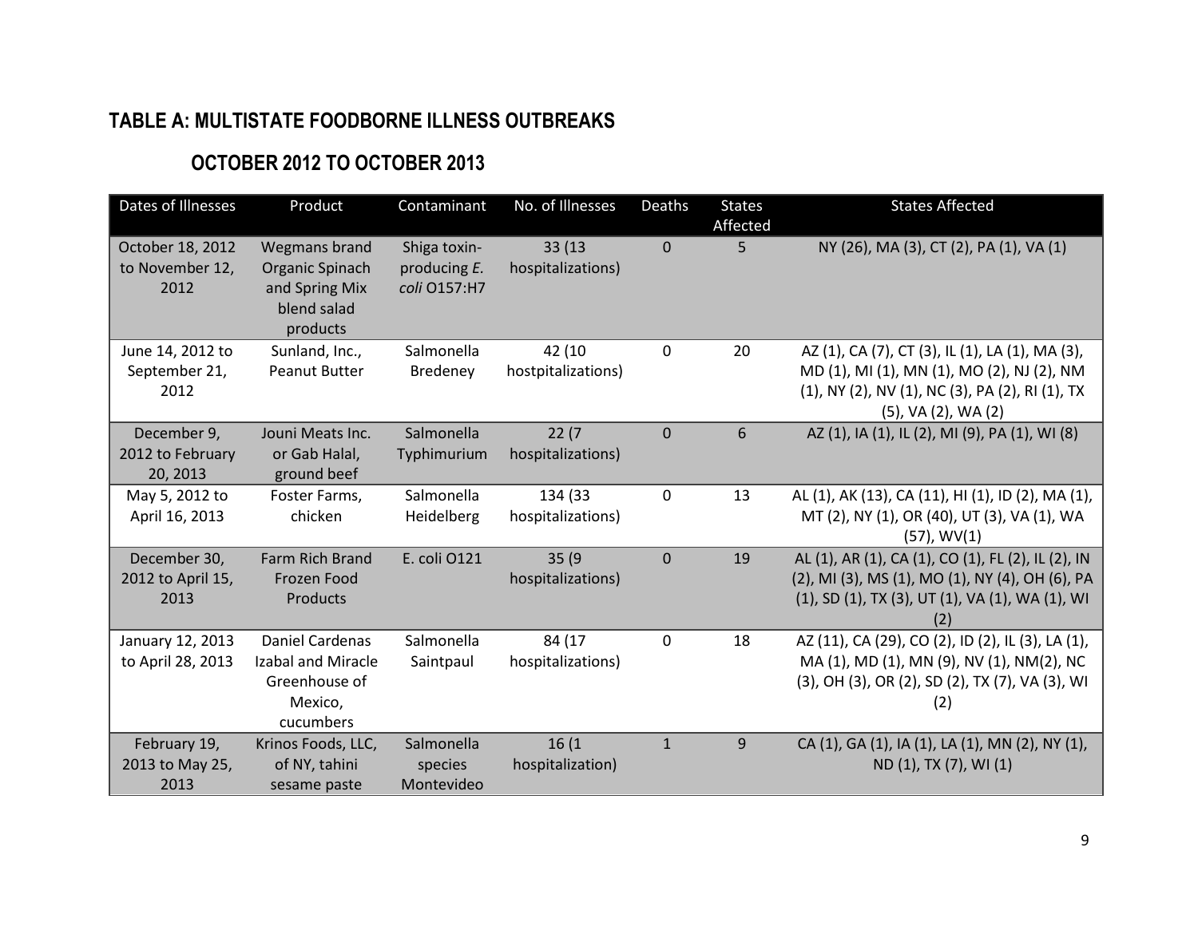## TABLE A: MULTISTATE FOODBORNE ILLNESS OUTBREAKS

### OCTOBER 2012 TO OCTOBER 2013

| Dates of Illnesses | Product | Contaminant | No. of Illnesses | Deaths | States Affected | States Affected |
|---|---|---|---|---|---|---|
| October 18, 2012 to November 12, 2012 | Wegmans brand Organic Spinach and Spring Mix blend salad products | Shiga toxin-producing *E. coli* O157:H7 | 33 (13 hospitalizations) | 0 | 5 | NY (26), MA (3), CT (2), PA (1), VA (1) |
| June 14, 2012 to September 21, 2012 | Sunland, Inc., Peanut Butter | Salmonella Bredeney | 42 (10 hostpitalizations) | 0 | 20 | AZ (1), CA (7), CT (3), IL (1), LA (1), MA (3), MD (1), MI (1), MN (1), MO (2), NJ (2), NM (1), NY (2), NV (1), NC (3), PA (2), RI (1), TX (5), VA (2), WA (2) |
| December 9, 2012 to February 20, 2013 | Jouni Meats Inc. or Gab Halal, ground beef | Salmonella Typhimurium | 22 (7 hospitalizations) | 0 | 6 | AZ (1), IA (1), IL (2), MI (9), PA (1), WI (8) |
| May 5, 2012 to April 16, 2013 | Foster Farms, chicken | Salmonella Heidelberg | 134 (33 hospitalizations) | 0 | 13 | AL (1), AK (13), CA (11), HI (1), ID (2), MA (1), MT (2), NY (1), OR (40), UT (3), VA (1), WA (57), WV(1) |
| December 30, 2012 to April 15, 2013 | Farm Rich Brand Frozen Food Products | E. coli O121 | 35 (9 hospitalizations) | 0 | 19 | AL (1), AR (1), CA (1), CO (1), FL (2), IL (2), IN (2), MI (3), MS (1), MO (1), NY (4), OH (6), PA (1), SD (1), TX (3), UT (1), VA (1), WA (1), WI (2) |
| January 12, 2013 to April 28, 2013 | Daniel Cardenas Izabal and Miracle Greenhouse of Mexico, cucumbers | Salmonella Saintpaul | 84 (17 hospitalizations) | 0 | 18 | AZ (11), CA (29), CO (2), ID (2), IL (3), LA (1), MA (1), MD (1), MN (9), NV (1), NM(2), NC (3), OH (3), OR (2), SD (2), TX (7), VA (3), WI (2) |
| February 19, 2013 to May 25, 2013 | Krinos Foods, LLC, of NY, tahini sesame paste | Salmonella species Montevideo | 16 (1 hospitalization) | 1 | 9 | CA (1), GA (1), IA (1), LA (1), MN (2), NY (1), ND (1), TX (7), WI (1) |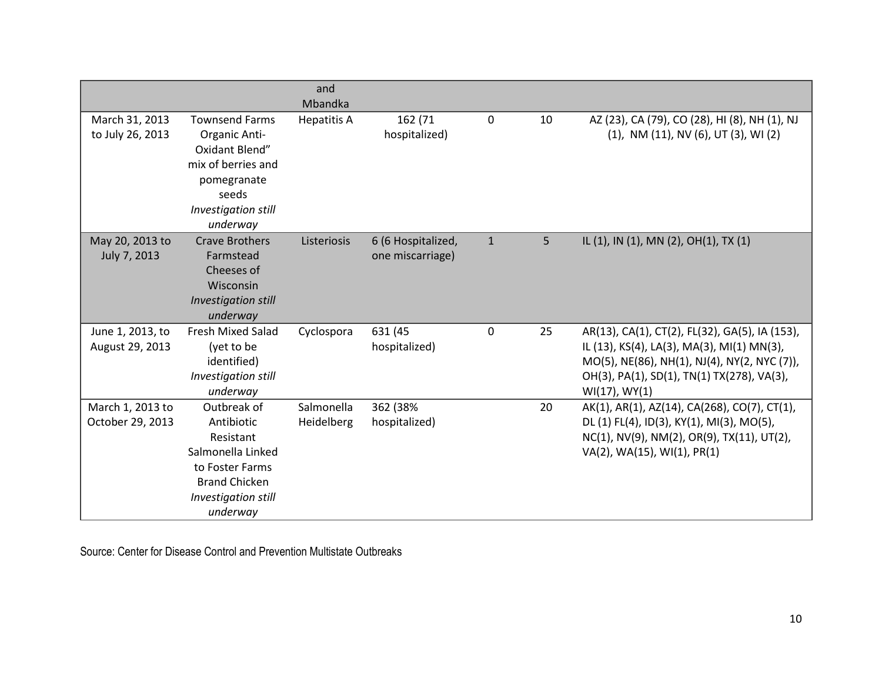| | | and Mbandka | | | | |
|---|---|---|---|---|---|---|
| March 31, 2013 to July 26, 2013 | Townsend Farms Organic Anti-Oxidant Blend" mix of berries and pomegranate seeds *Investigation still underway* | Hepatitis A | 162 (71 hospitalized) | 0 | 10 | AZ (23), CA (79), CO (28), HI (8), NH (1), NJ (1), NM (11), NV (6), UT (3), WI (2) |
| May 20, 2013 to July 7, 2013 | Crave Brothers Farmstead Cheeses of Wisconsin *Investigation still underway* | Listeriosis | 6 (6 Hospitalized, one miscarriage) | 1 | 5 | IL (1), IN (1), MN (2), OH(1), TX (1) |
| June 1, 2013, to August 29, 2013 | Fresh Mixed Salad (yet to be identified) *Investigation still underway* | Cyclospora | 631 (45 hospitalized) | 0 | 25 | AR(13), CA(1), CT(2), FL(32), GA(5), IA (153), IL (13), KS(4), LA(3), MA(3), MI(1) MN(3), MO(5), NE(86), NH(1), NJ(4), NY(2, NYC (7)), OH(3), PA(1), SD(1), TN(1) TX(278), VA(3), WI(17), WY(1) |
| March 1, 2013 to October 29, 2013 | Outbreak of Antibiotic Resistant Salmonella Linked to Foster Farms Brand Chicken *Investigation still underway* | Salmonella Heidelberg | 362 (38% hospitalized) | | 20 | AK(1), AR(1), AZ(14), CA(268), CO(7), CT(1), DL (1) FL(4), ID(3), KY(1), MI(3), MO(5), NC(1), NV(9), NM(2), OR(9), TX(11), UT(2), VA(2), WA(15), WI(1), PR(1) |

Source: Center for Disease Control and Prevention Multistate Outbreaks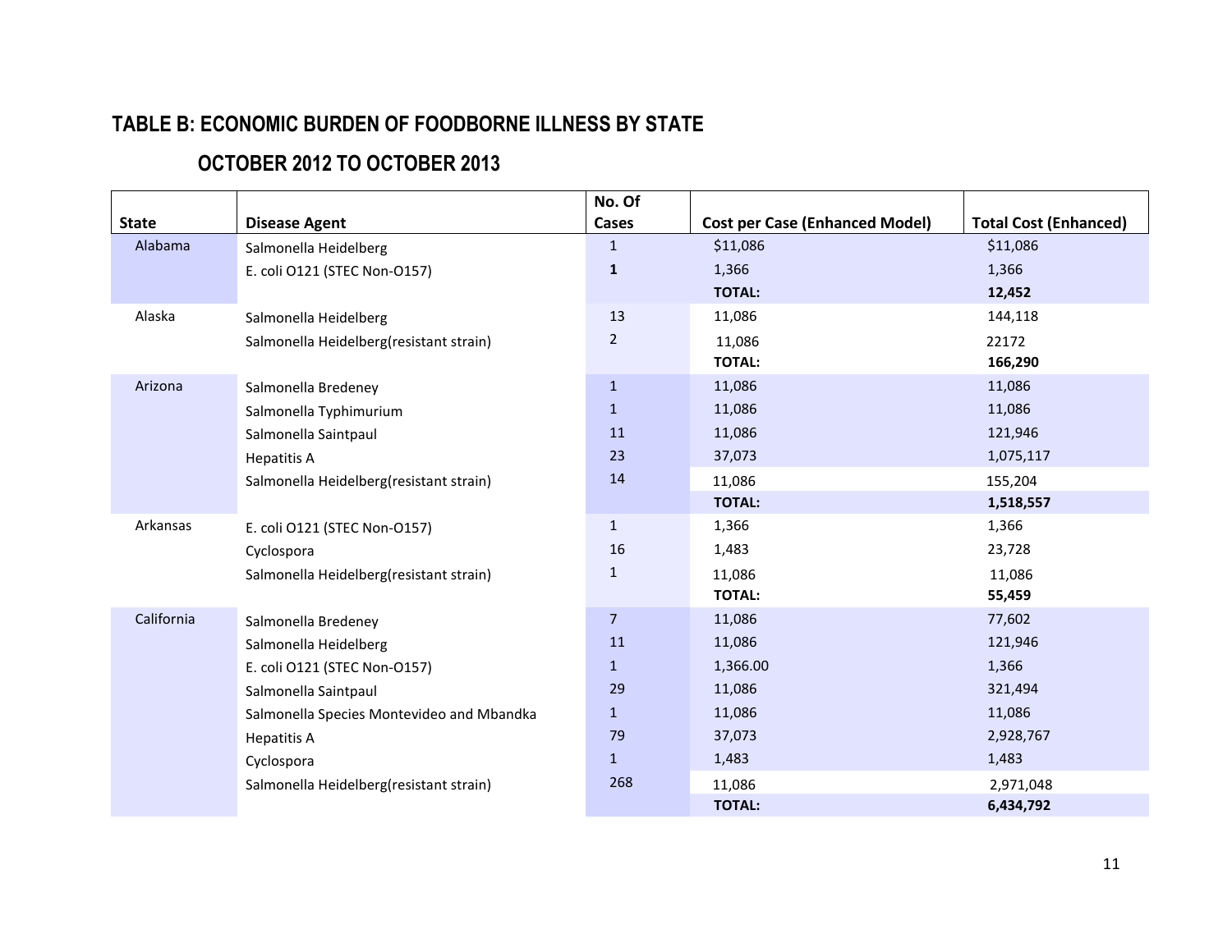## TABLE B: ECONOMIC BURDEN OF FOODBORNE ILLNESS BY STATE

## OCTOBER 2012 TO OCTOBER 2013

| State | Disease Agent | No. Of Cases | Cost per Case (Enhanced Model) | Total Cost (Enhanced) |
|---|---|---|---|---|
| Alabama | Salmonella Heidelberg | 1 | $11,086 | $11,086 |
| | E. coli O121 (STEC Non-O157) | **1** | 1,366 | 1,366 |
| | | | **TOTAL:** | **12,452** |
| Alaska | Salmonella Heidelberg | 13 | 11,086 | 144,118 |
| | Salmonella Heidelberg(resistant strain) | 2 | 11,086 | 22172 |
| | | | **TOTAL:** | **166,290** |
| Arizona | Salmonella Bredeney | 1 | 11,086 | 11,086 |
| | Salmonella Typhimurium | 1 | 11,086 | 11,086 |
| | Salmonella Saintpaul | 11 | 11,086 | 121,946 |
| | Hepatitis A | 23 | 37,073 | 1,075,117 |
| | Salmonella Heidelberg(resistant strain) | 14 | 11,086 | 155,204 |
| | | | **TOTAL:** | **1,518,557** |
| Arkansas | E. coli O121 (STEC Non-O157) | 1 | 1,366 | 1,366 |
| | Cyclospora | 16 | 1,483 | 23,728 |
| | Salmonella Heidelberg(resistant strain) | 1 | 11,086 | 11,086 |
| | | | **TOTAL:** | **55,459** |
| California | Salmonella Bredeney | 7 | 11,086 | 77,602 |
| | Salmonella Heidelberg | 11 | 11,086 | 121,946 |
| | E. coli O121 (STEC Non-O157) | 1 | 1,366.00 | 1,366 |
| | Salmonella Saintpaul | 29 | 11,086 | 321,494 |
| | Salmonella Species Montevideo and Mbandka | 1 | 11,086 | 11,086 |
| | Hepatitis A | 79 | 37,073 | 2,928,767 |
| | Cyclospora | 1 | 1,483 | 1,483 |
| | Salmonella Heidelberg(resistant strain) | 268 | 11,086 | 2,971,048 |
| | | | **TOTAL:** | **6,434,792** |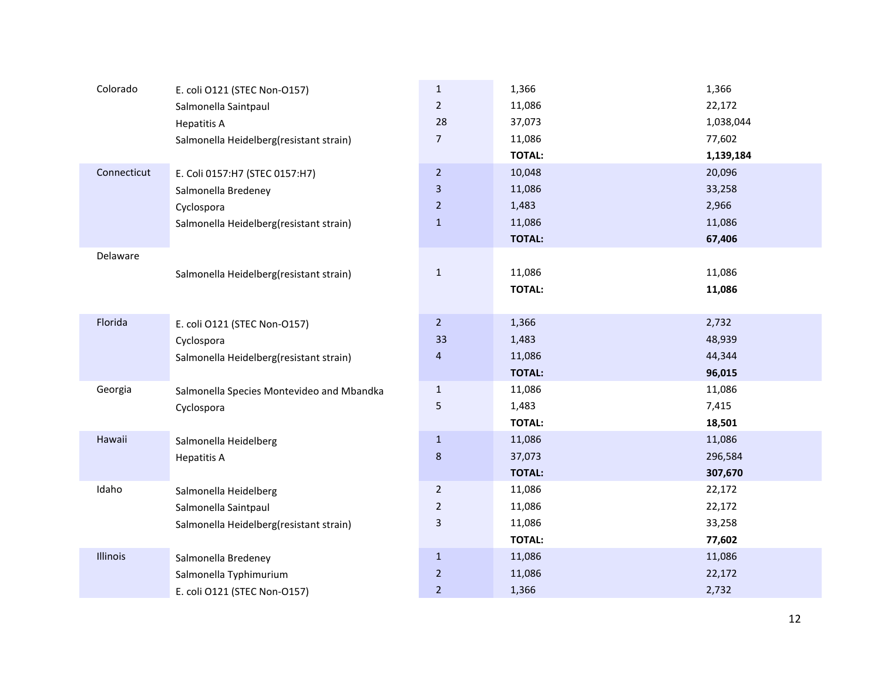| | | | | |
|---|---|---|---|---|
| Colorado | E. coli O121 (STEC Non-O157) | 1 | 1,366 | 1,366 |
| | Salmonella Saintpaul | 2 | 11,086 | 22,172 |
| | Hepatitis A | 28 | 37,073 | 1,038,044 |
| | Salmonella Heidelberg(resistant strain) | 7 | 11,086 | 77,602 |
| | | | **TOTAL:** | **1,139,184** |
| Connecticut | E. Coli 0157:H7 (STEC 0157:H7) | 2 | 10,048 | 20,096 |
| | Salmonella Bredeney | 3 | 11,086 | 33,258 |
| | Cyclospora | 2 | 1,483 | 2,966 |
| | Salmonella Heidelberg(resistant strain) | 1 | 11,086 | 11,086 |
| | | | **TOTAL:** | **67,406** |
| Delaware | | | | |
| | Salmonella Heidelberg(resistant strain) | 1 | 11,086 | 11,086 |
| | | | **TOTAL:** | **11,086** |
| Florida | E. coli O121 (STEC Non-O157) | 2 | 1,366 | 2,732 |
| | Cyclospora | 33 | 1,483 | 48,939 |
| | Salmonella Heidelberg(resistant strain) | 4 | 11,086 | 44,344 |
| | | | **TOTAL:** | **96,015** |
| Georgia | Salmonella Species Montevideo and Mbandka | 1 | 11,086 | 11,086 |
| | Cyclospora | 5 | 1,483 | 7,415 |
| | | | **TOTAL:** | **18,501** |
| Hawaii | Salmonella Heidelberg | 1 | 11,086 | 11,086 |
| | Hepatitis A | 8 | 37,073 | 296,584 |
| | | | **TOTAL:** | **307,670** |
| Idaho | Salmonella Heidelberg | 2 | 11,086 | 22,172 |
| | Salmonella Saintpaul | 2 | 11,086 | 22,172 |
| | Salmonella Heidelberg(resistant strain) | 3 | 11,086 | 33,258 |
| | | | **TOTAL:** | **77,602** |
| Illinois | Salmonella Bredeney | 1 | 11,086 | 11,086 |
| | Salmonella Typhimurium | 2 | 11,086 | 22,172 |
| | E. coli O121 (STEC Non-O157) | 2 | 1,366 | 2,732 |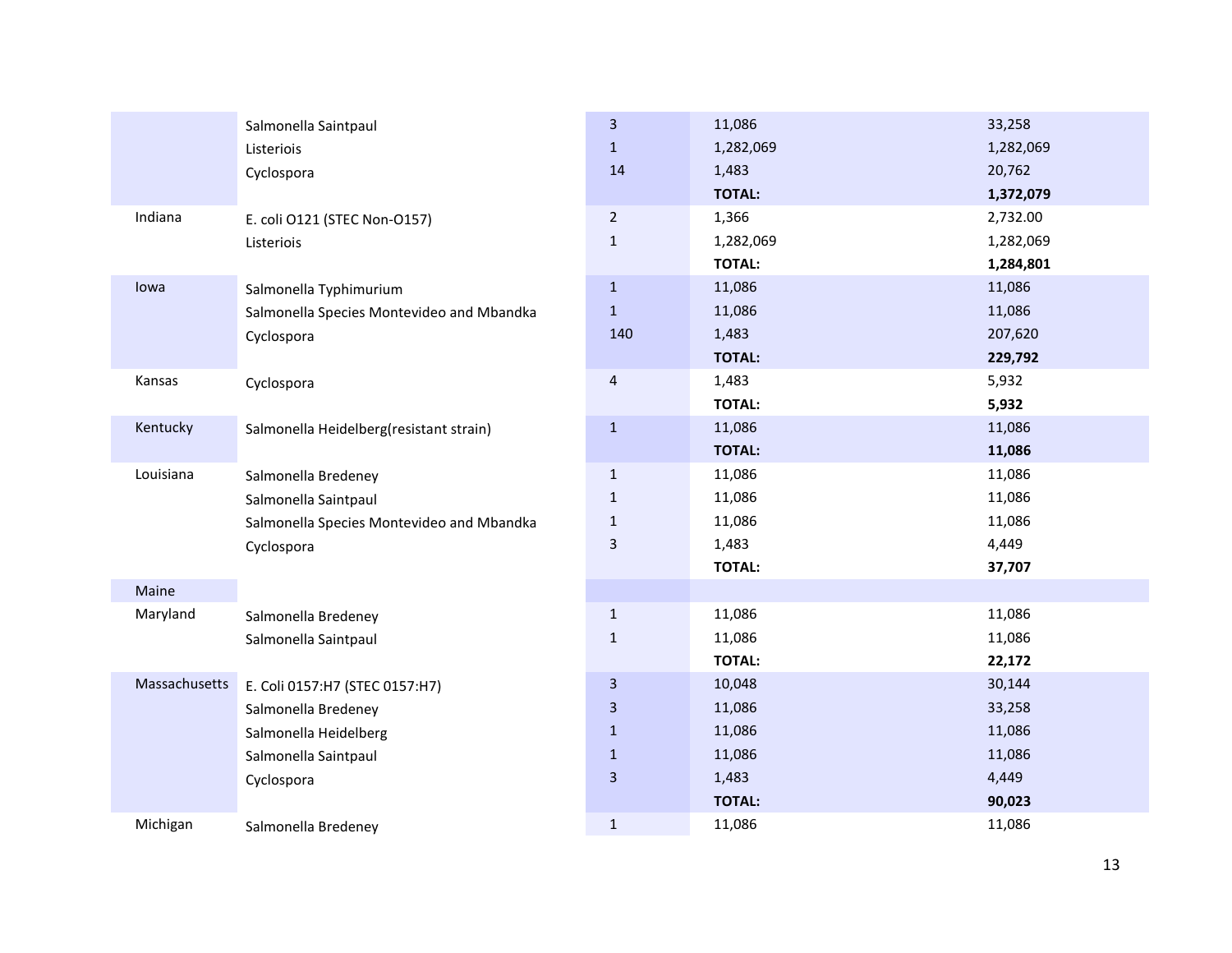| State | Illness | Cases | Cost per case | Total cost |
|---|---|---|---|---|
| | Salmonella Saintpaul | 3 | 11,086 | 33,258 |
| | Listeriois | 1 | 1,282,069 | 1,282,069 |
| | Cyclospora | 14 | 1,483 | 20,762 |
| | | | **TOTAL:** | **1,372,079** |
| Indiana | E. coli O121 (STEC Non-O157) | 2 | 1,366 | 2,732.00 |
| | Listeriois | 1 | 1,282,069 | 1,282,069 |
| | | | **TOTAL:** | **1,284,801** |
| Iowa | Salmonella Typhimurium | 1 | 11,086 | 11,086 |
| | Salmonella Species Montevideo and Mbandka | 1 | 11,086 | 11,086 |
| | Cyclospora | 140 | 1,483 | 207,620 |
| | | | **TOTAL:** | **229,792** |
| Kansas | Cyclospora | 4 | 1,483 | 5,932 |
| | | | **TOTAL:** | **5,932** |
| Kentucky | Salmonella Heidelberg(resistant strain) | 1 | 11,086 | 11,086 |
| | | | **TOTAL:** | **11,086** |
| Louisiana | Salmonella Bredeney | 1 | 11,086 | 11,086 |
| | Salmonella Saintpaul | 1 | 11,086 | 11,086 |
| | Salmonella Species Montevideo and Mbandka | 1 | 11,086 | 11,086 |
| | Cyclospora | 3 | 1,483 | 4,449 |
| | | | **TOTAL:** | **37,707** |
| Maine | | | | |
| Maryland | Salmonella Bredeney | 1 | 11,086 | 11,086 |
| | Salmonella Saintpaul | 1 | 11,086 | 11,086 |
| | | | **TOTAL:** | **22,172** |
| Massachusetts | E. Coli 0157:H7 (STEC 0157:H7) | 3 | 10,048 | 30,144 |
| | Salmonella Bredeney | 3 | 11,086 | 33,258 |
| | Salmonella Heidelberg | 1 | 11,086 | 11,086 |
| | Salmonella Saintpaul | 1 | 11,086 | 11,086 |
| | Cyclospora | 3 | 1,483 | 4,449 |
| | | | **TOTAL:** | **90,023** |
| Michigan | Salmonella Bredeney | 1 | 11,086 | 11,086 |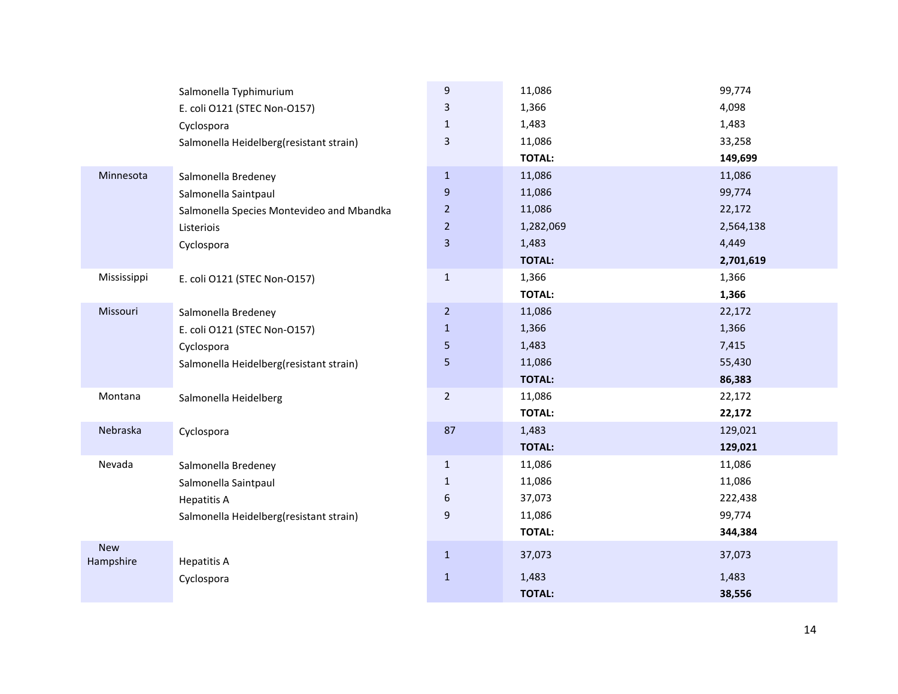| | | | | |
|---|---|---|---|---|
| | Salmonella Typhimurium | 9 | 11,086 | 99,774 |
| | E. coli O121 (STEC Non-O157) | 3 | 1,366 | 4,098 |
| | Cyclospora | 1 | 1,483 | 1,483 |
| | Salmonella Heidelberg(resistant strain) | 3 | 11,086 | 33,258 |
| | | | **TOTAL:** | **149,699** |
| Minnesota | Salmonella Bredeney | 1 | 11,086 | 11,086 |
| | Salmonella Saintpaul | 9 | 11,086 | 99,774 |
| | Salmonella Species Montevideo and Mbandka | 2 | 11,086 | 22,172 |
| | Listeriois | 2 | 1,282,069 | 2,564,138 |
| | Cyclospora | 3 | 1,483 | 4,449 |
| | | | **TOTAL:** | **2,701,619** |
| Mississippi | E. coli O121 (STEC Non-O157) | 1 | 1,366 | 1,366 |
| | | | **TOTAL:** | **1,366** |
| Missouri | Salmonella Bredeney | 2 | 11,086 | 22,172 |
| | E. coli O121 (STEC Non-O157) | 1 | 1,366 | 1,366 |
| | Cyclospora | 5 | 1,483 | 7,415 |
| | Salmonella Heidelberg(resistant strain) | 5 | 11,086 | 55,430 |
| | | | **TOTAL:** | **86,383** |
| Montana | Salmonella Heidelberg | 2 | 11,086 | 22,172 |
| | | | **TOTAL:** | **22,172** |
| Nebraska | Cyclospora | 87 | 1,483 | 129,021 |
| | | | **TOTAL:** | **129,021** |
| Nevada | Salmonella Bredeney | 1 | 11,086 | 11,086 |
| | Salmonella Saintpaul | 1 | 11,086 | 11,086 |
| | Hepatitis A | 6 | 37,073 | 222,438 |
| | Salmonella Heidelberg(resistant strain) | 9 | 11,086 | 99,774 |
| | | | **TOTAL:** | **344,384** |
| New Hampshire | Hepatitis A | 1 | 37,073 | 37,073 |
| | Cyclospora | 1 | 1,483 | 1,483 |
| | | | **TOTAL:** | **38,556** |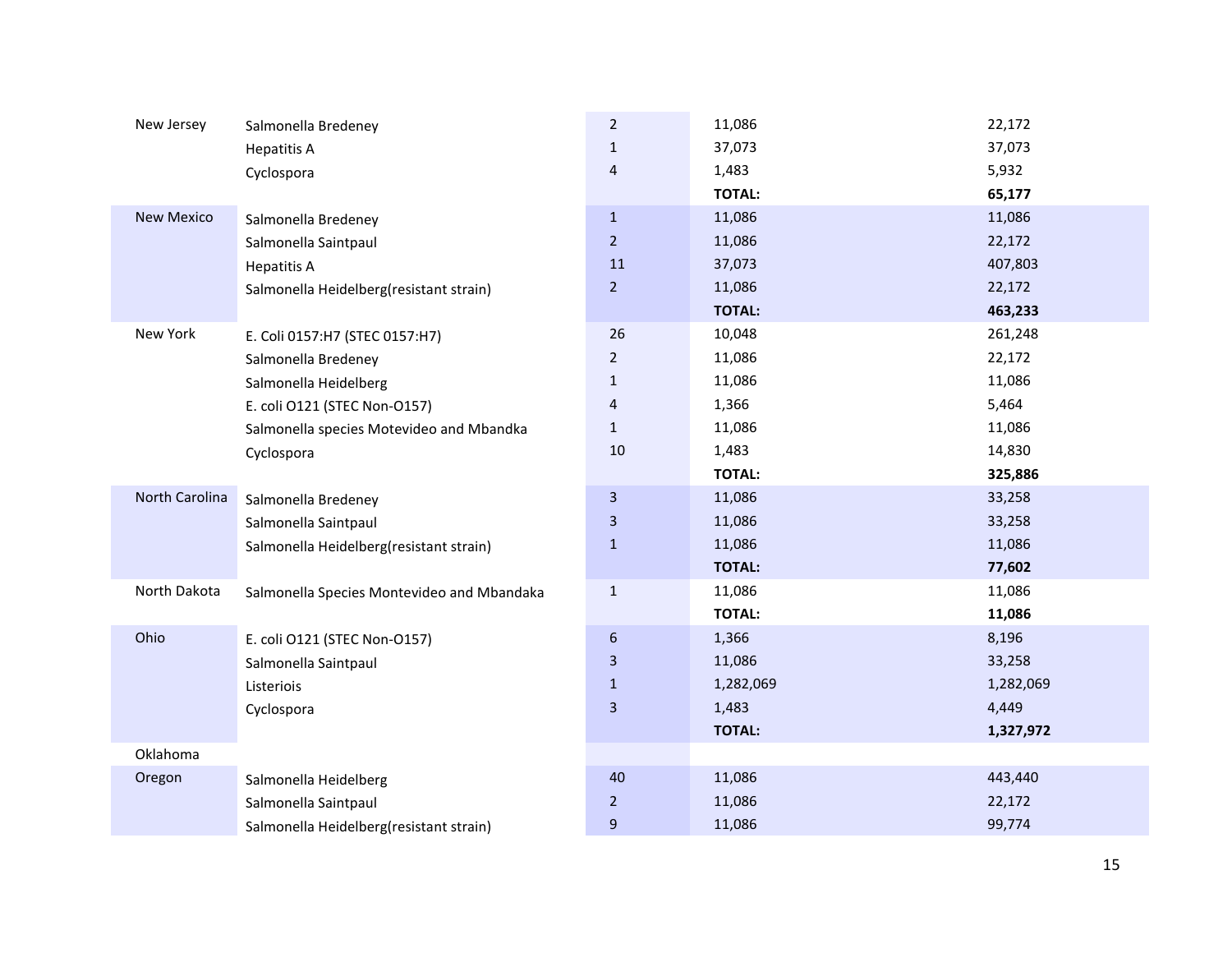| | | | | |
|---|---|---|---|---|
| New Jersey | Salmonella Bredeney | 2 | 11,086 | 22,172 |
| | Hepatitis A | 1 | 37,073 | 37,073 |
| | Cyclospora | 4 | 1,483 | 5,932 |
| | | | **TOTAL:** | **65,177** |
| New Mexico | Salmonella Bredeney | 1 | 11,086 | 11,086 |
| | Salmonella Saintpaul | 2 | 11,086 | 22,172 |
| | Hepatitis A | 11 | 37,073 | 407,803 |
| | Salmonella Heidelberg(resistant strain) | 2 | 11,086 | 22,172 |
| | | | **TOTAL:** | **463,233** |
| New York | E. Coli 0157:H7 (STEC 0157:H7) | 26 | 10,048 | 261,248 |
| | Salmonella Bredeney | 2 | 11,086 | 22,172 |
| | Salmonella Heidelberg | 1 | 11,086 | 11,086 |
| | E. coli O121 (STEC Non-O157) | 4 | 1,366 | 5,464 |
| | Salmonella species Motevideo and Mbandka | 1 | 11,086 | 11,086 |
| | Cyclospora | 10 | 1,483 | 14,830 |
| | | | **TOTAL:** | **325,886** |
| North Carolina | Salmonella Bredeney | 3 | 11,086 | 33,258 |
| | Salmonella Saintpaul | 3 | 11,086 | 33,258 |
| | Salmonella Heidelberg(resistant strain) | 1 | 11,086 | 11,086 |
| | | | **TOTAL:** | **77,602** |
| North Dakota | Salmonella Species Montevideo and Mbandaka | 1 | 11,086 | 11,086 |
| | | | **TOTAL:** | **11,086** |
| Ohio | E. coli O121 (STEC Non-O157) | 6 | 1,366 | 8,196 |
| | Salmonella Saintpaul | 3 | 11,086 | 33,258 |
| | Listeriois | 1 | 1,282,069 | 1,282,069 |
| | Cyclospora | 3 | 1,483 | 4,449 |
| | | | **TOTAL:** | **1,327,972** |
| Oklahoma | | | | |
| Oregon | Salmonella Heidelberg | 40 | 11,086 | 443,440 |
| | Salmonella Saintpaul | 2 | 11,086 | 22,172 |
| | Salmonella Heidelberg(resistant strain) | 9 | 11,086 | 99,774 |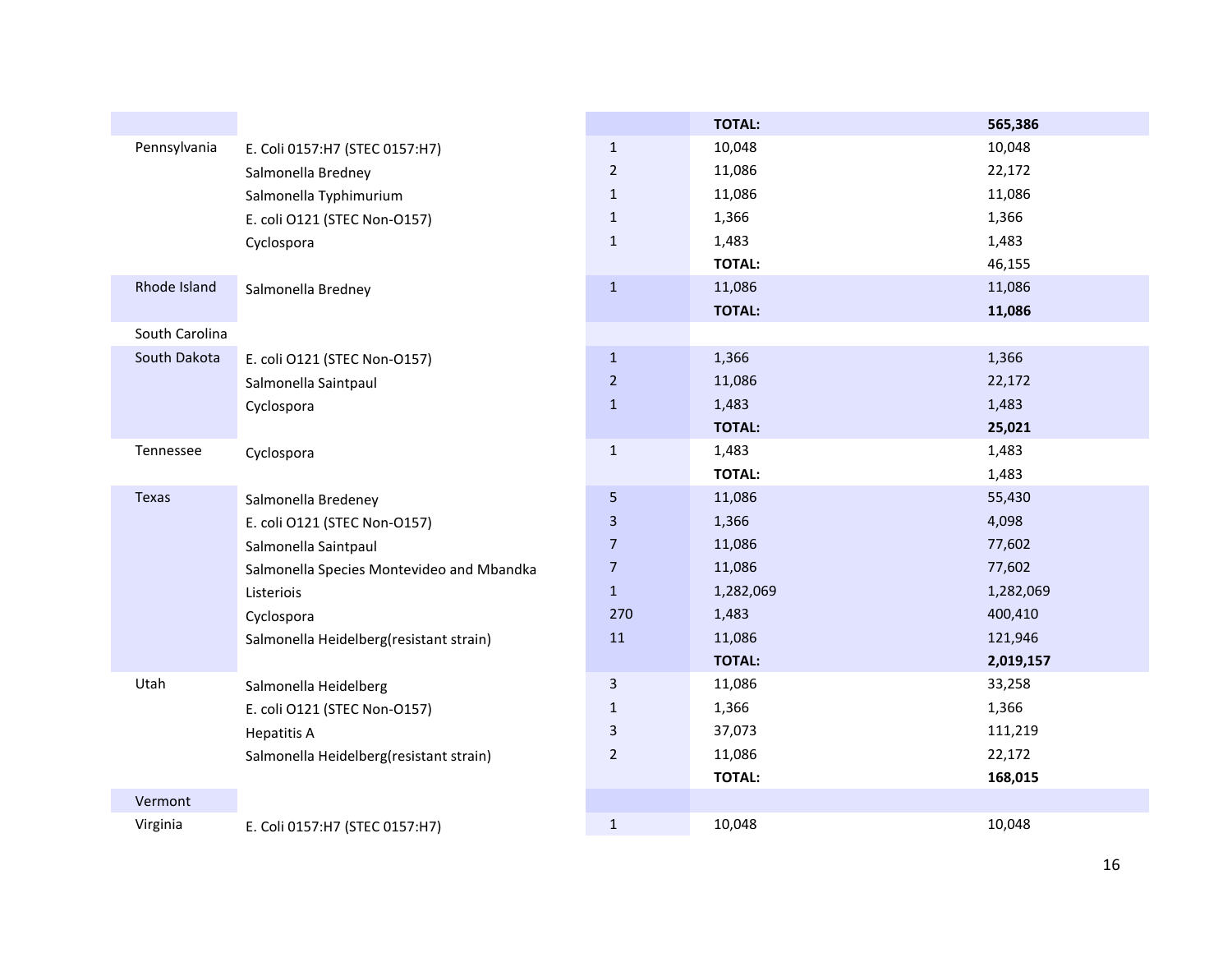| | | | | |
|---|---|---|---|---|
| | | | **TOTAL:** | **565,386** |
| Pennsylvania | E. Coli 0157:H7 (STEC 0157:H7) | 1 | 10,048 | 10,048 |
| | Salmonella Bredney | 2 | 11,086 | 22,172 |
| | Salmonella Typhimurium | 1 | 11,086 | 11,086 |
| | E. coli O121 (STEC Non-O157) | 1 | 1,366 | 1,366 |
| | Cyclospora | 1 | 1,483 | 1,483 |
| | | | **TOTAL:** | 46,155 |
| Rhode Island | Salmonella Bredney | 1 | 11,086 | 11,086 |
| | | | **TOTAL:** | **11,086** |
| South Carolina | | | | |
| South Dakota | E. coli O121 (STEC Non-O157) | 1 | 1,366 | 1,366 |
| | Salmonella Saintpaul | 2 | 11,086 | 22,172 |
| | Cyclospora | 1 | 1,483 | 1,483 |
| | | | **TOTAL:** | **25,021** |
| Tennessee | Cyclospora | 1 | 1,483 | 1,483 |
| | | | **TOTAL:** | 1,483 |
| Texas | Salmonella Bredeney | 5 | 11,086 | 55,430 |
| | E. coli O121 (STEC Non-O157) | 3 | 1,366 | 4,098 |
| | Salmonella Saintpaul | 7 | 11,086 | 77,602 |
| | Salmonella Species Montevideo and Mbandka | 7 | 11,086 | 77,602 |
| | Listeriois | 1 | 1,282,069 | 1,282,069 |
| | Cyclospora | 270 | 1,483 | 400,410 |
| | Salmonella Heidelberg(resistant strain) | 11 | 11,086 | 121,946 |
| | | | **TOTAL:** | **2,019,157** |
| Utah | Salmonella Heidelberg | 3 | 11,086 | 33,258 |
| | E. coli O121 (STEC Non-O157) | 1 | 1,366 | 1,366 |
| | Hepatitis A | 3 | 37,073 | 111,219 |
| | Salmonella Heidelberg(resistant strain) | 2 | 11,086 | 22,172 |
| | | | **TOTAL:** | **168,015** |
| Vermont | | | | |
| Virginia | E. Coli 0157:H7 (STEC 0157:H7) | 1 | 10,048 | 10,048 |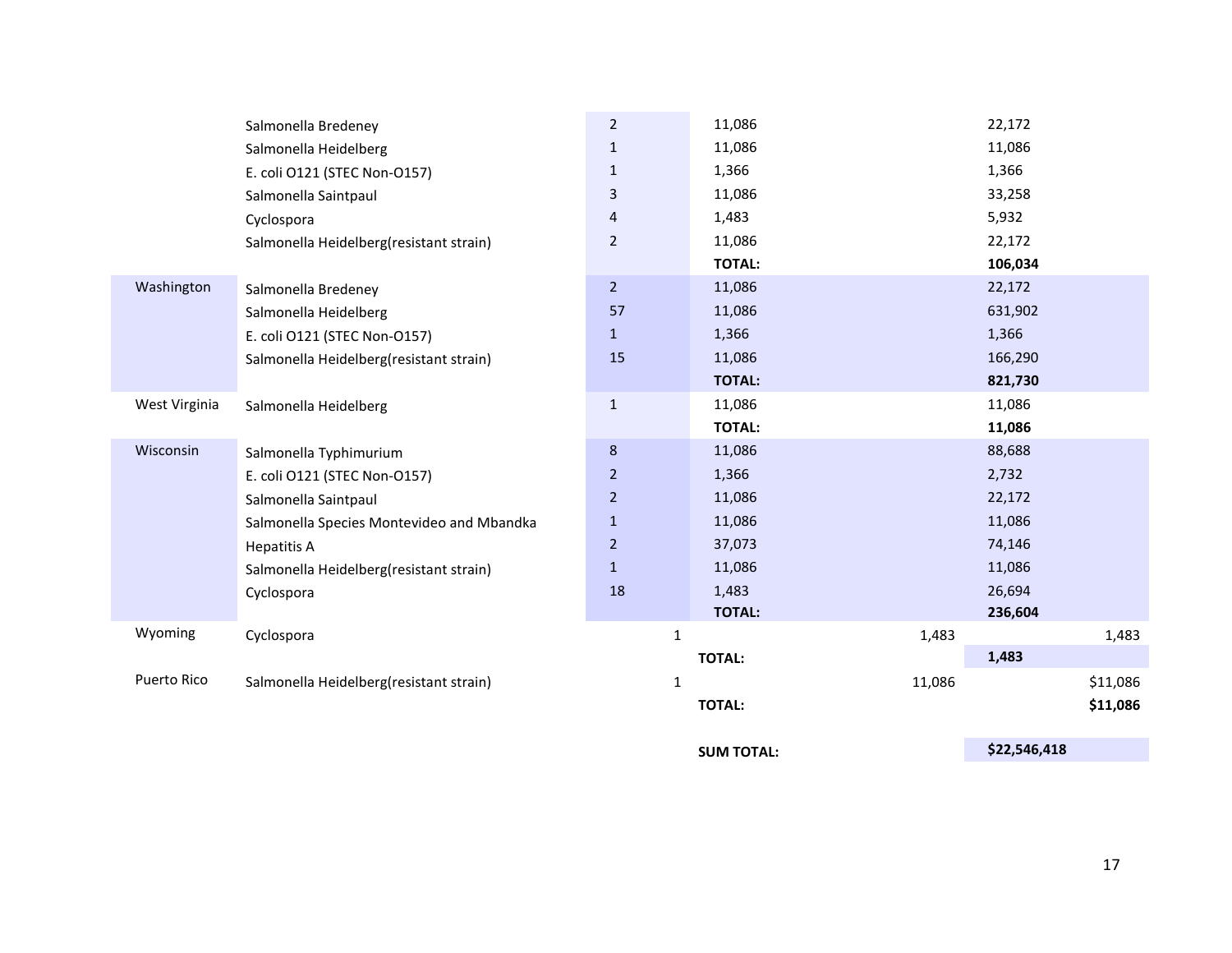| | | | | |
|---|---|---|---|---|
| | Salmonella Bredeney | 2 | 11,086 | 22,172 |
| | Salmonella Heidelberg | 1 | 11,086 | 11,086 |
| | E. coli O121 (STEC Non-O157) | 1 | 1,366 | 1,366 |
| | Salmonella Saintpaul | 3 | 11,086 | 33,258 |
| | Cyclospora | 4 | 1,483 | 5,932 |
| | Salmonella Heidelberg(resistant strain) | 2 | 11,086 | 22,172 |
| | | | **TOTAL:** | **106,034** |
| Washington | Salmonella Bredeney | 2 | 11,086 | 22,172 |
| | Salmonella Heidelberg | 57 | 11,086 | 631,902 |
| | E. coli O121 (STEC Non-O157) | 1 | 1,366 | 1,366 |
| | Salmonella Heidelberg(resistant strain) | 15 | 11,086 | 166,290 |
| | | | **TOTAL:** | **821,730** |
| West Virginia | Salmonella Heidelberg | 1 | 11,086 | 11,086 |
| | | | **TOTAL:** | **11,086** |
| Wisconsin | Salmonella Typhimurium | 8 | 11,086 | 88,688 |
| | E. coli O121 (STEC Non-O157) | 2 | 1,366 | 2,732 |
| | Salmonella Saintpaul | 2 | 11,086 | 22,172 |
| | Salmonella Species Montevideo and Mbandka | 1 | 11,086 | 11,086 |
| | Hepatitis A | 2 | 37,073 | 74,146 |
| | Salmonella Heidelberg(resistant strain) | 1 | 11,086 | 11,086 |
| | Cyclospora | 18 | 1,483 | 26,694 |
| | | | **TOTAL:** | **236,604** |
| Wyoming | Cyclospora | 1 | 1,483 | 1,483 |
| | | | **TOTAL:** | **1,483** |
| Puerto Rico | Salmonella Heidelberg(resistant strain) | 1 | 11,086 | $11,086 |
| | | | **TOTAL:** | **$11,086** |
| | | | **SUM TOTAL:** | **$22,546,418** |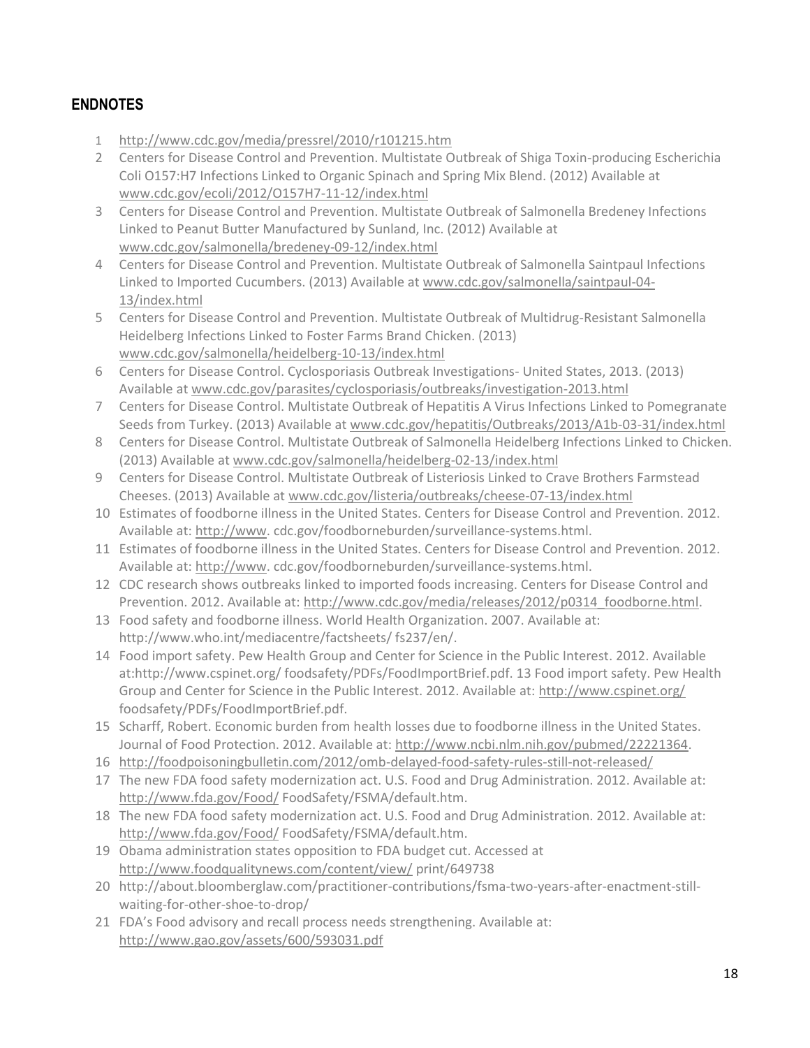## ENDNOTES

1. http://www.cdc.gov/media/pressrel/2010/r101215.htm
2. Centers for Disease Control and Prevention. Multistate Outbreak of Shiga Toxin-producing Escherichia Coli O157:H7 Infections Linked to Organic Spinach and Spring Mix Blend. (2012) Available at www.cdc.gov/ecoli/2012/O157H7-11-12/index.html
3. Centers for Disease Control and Prevention. Multistate Outbreak of Salmonella Bredeney Infections Linked to Peanut Butter Manufactured by Sunland, Inc. (2012) Available at www.cdc.gov/salmonella/bredeney-09-12/index.html
4. Centers for Disease Control and Prevention. Multistate Outbreak of Salmonella Saintpaul Infections Linked to Imported Cucumbers. (2013) Available at www.cdc.gov/salmonella/saintpaul-04-13/index.html
5. Centers for Disease Control and Prevention. Multistate Outbreak of Multidrug-Resistant Salmonella Heidelberg Infections Linked to Foster Farms Brand Chicken. (2013) www.cdc.gov/salmonella/heidelberg-10-13/index.html
6. Centers for Disease Control. Cyclosporiasis Outbreak Investigations- United States, 2013. (2013) Available at www.cdc.gov/parasites/cyclosporiasis/outbreaks/investigation-2013.html
7. Centers for Disease Control. Multistate Outbreak of Hepatitis A Virus Infections Linked to Pomegranate Seeds from Turkey. (2013) Available at www.cdc.gov/hepatitis/Outbreaks/2013/A1b-03-31/index.html
8. Centers for Disease Control. Multistate Outbreak of Salmonella Heidelberg Infections Linked to Chicken. (2013) Available at www.cdc.gov/salmonella/heidelberg-02-13/index.html
9. Centers for Disease Control. Multistate Outbreak of Listeriosis Linked to Crave Brothers Farmstead Cheeses. (2013) Available at www.cdc.gov/listeria/outbreaks/cheese-07-13/index.html
10. Estimates of foodborne illness in the United States. Centers for Disease Control and Prevention. 2012. Available at: http://www. cdc.gov/foodborneburden/surveillance-systems.html.
11. Estimates of foodborne illness in the United States. Centers for Disease Control and Prevention. 2012. Available at: http://www. cdc.gov/foodborneburden/surveillance-systems.html.
12. CDC research shows outbreaks linked to imported foods increasing. Centers for Disease Control and Prevention. 2012. Available at: http://www.cdc.gov/media/releases/2012/p0314_foodborne.html.
13. Food safety and foodborne illness. World Health Organization. 2007. Available at: http://www.who.int/mediacentre/factsheets/ fs237/en/.
14. Food import safety. Pew Health Group and Center for Science in the Public Interest. 2012. Available at:http://www.cspinet.org/ foodsafety/PDFs/FoodImportBrief.pdf. 13 Food import safety. Pew Health Group and Center for Science in the Public Interest. 2012. Available at: http://www.cspinet.org/ foodsafety/PDFs/FoodImportBrief.pdf.
15. Scharff, Robert. Economic burden from health losses due to foodborne illness in the United States. Journal of Food Protection. 2012. Available at: http://www.ncbi.nlm.nih.gov/pubmed/22221364.
16. http://foodpoisoningbulletin.com/2012/omb-delayed-food-safety-rules-still-not-released/
17. The new FDA food safety modernization act. U.S. Food and Drug Administration. 2012. Available at: http://www.fda.gov/Food/ FoodSafety/FSMA/default.htm.
18. The new FDA food safety modernization act. U.S. Food and Drug Administration. 2012. Available at: http://www.fda.gov/Food/ FoodSafety/FSMA/default.htm.
19. Obama administration states opposition to FDA budget cut. Accessed at http://www.foodqualitynews.com/content/view/ print/649738
20. http://about.bloomberglaw.com/practitioner-contributions/fsma-two-years-after-enactment-still-waiting-for-other-shoe-to-drop/
21. FDA's Food advisory and recall process needs strengthening. Available at: http://www.gao.gov/assets/600/593031.pdf